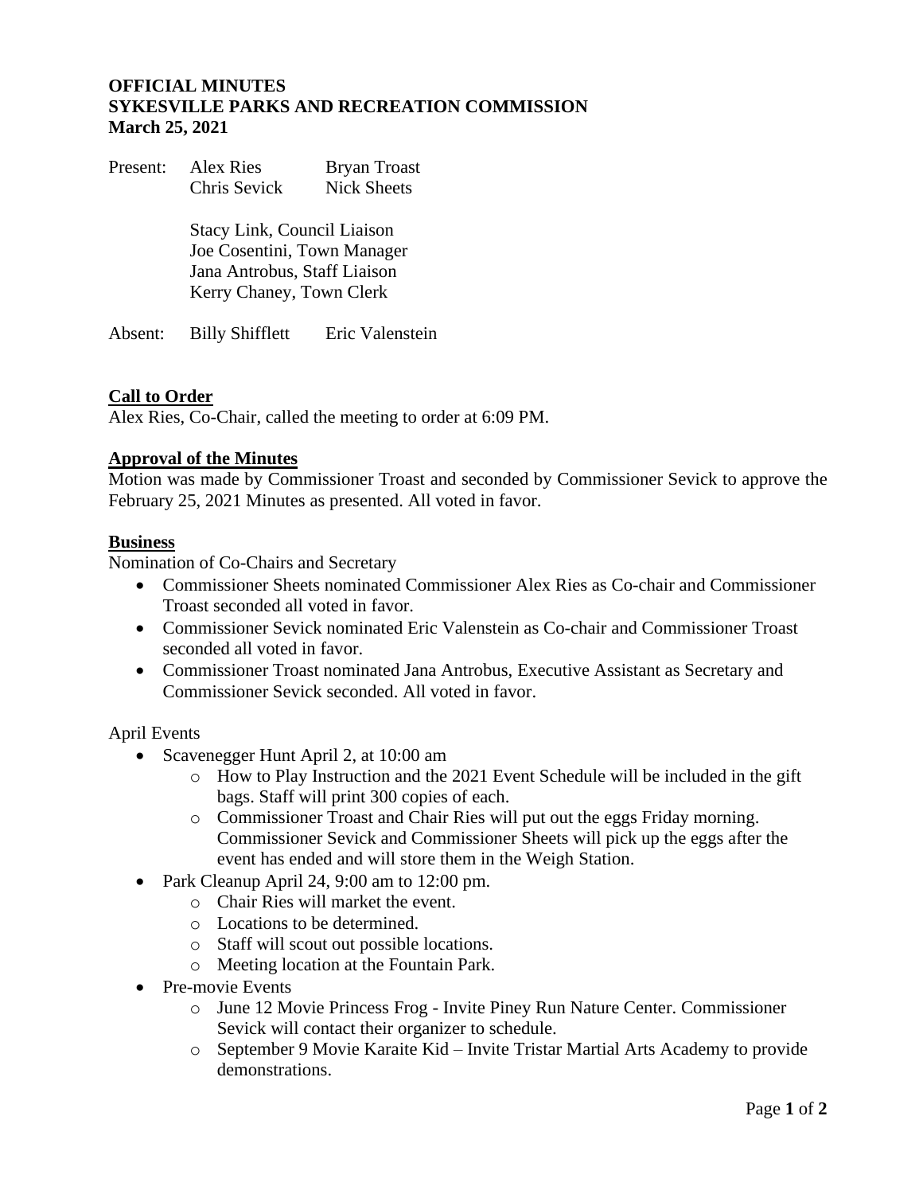**OFFICIAL MINUTES**
**SYKESVILLE PARKS AND RECREATION COMMISSION**
**March 25, 2021**

Present: Alex Ries Bryan Troast
Chris Sevick Nick Sheets

Stacy Link, Council Liaison
Joe Cosentini, Town Manager
Jana Antrobus, Staff Liaison
Kerry Chaney, Town Clerk

Absent: Billy Shifflett Eric Valenstein

**Call to Order**

Alex Ries, Co-Chair, called the meeting to order at 6:09 PM.

**Approval of the Minutes**

Motion was made by Commissioner Troast and seconded by Commissioner Sevick to approve the February 25, 2021 Minutes as presented. All voted in favor.

**Business**

Nomination of Co-Chairs and Secretary

- Commissioner Sheets nominated Commissioner Alex Ries as Co-chair and Commissioner Troast seconded all voted in favor.
- Commissioner Sevick nominated Eric Valenstein as Co-chair and Commissioner Troast seconded all voted in favor.
- Commissioner Troast nominated Jana Antrobus, Executive Assistant as Secretary and Commissioner Sevick seconded. All voted in favor.

April Events

- Scavenegger Hunt April 2, at 10:00 am
    - How to Play Instruction and the 2021 Event Schedule will be included in the gift bags. Staff will print 300 copies of each.
    - Commissioner Troast and Chair Ries will put out the eggs Friday morning. Commissioner Sevick and Commissioner Sheets will pick up the eggs after the event has ended and will store them in the Weigh Station.
- Park Cleanup April 24, 9:00 am to 12:00 pm.
    - Chair Ries will market the event.
    - Locations to be determined.
    - Staff will scout out possible locations.
    - Meeting location at the Fountain Park.
- Pre-movie Events
    - June 12 Movie Princess Frog - Invite Piney Run Nature Center. Commissioner Sevick will contact their organizer to schedule.
    - September 9 Movie Karaite Kid – Invite Tristar Martial Arts Academy to provide demonstrations.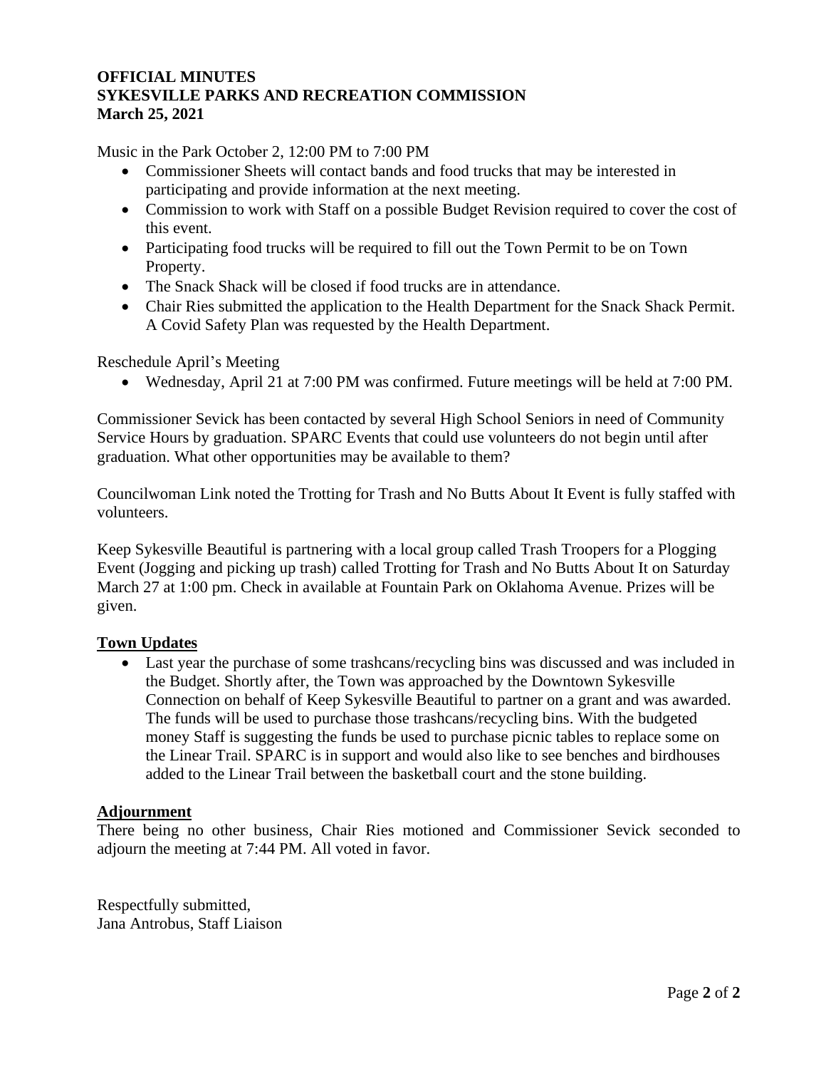**OFFICIAL MINUTES**
**SYKESVILLE PARKS AND RECREATION COMMISSION**
**March 25, 2021**

Music in the Park October 2, 12:00 PM to 7:00 PM

- Commissioner Sheets will contact bands and food trucks that may be interested in participating and provide information at the next meeting.
- Commission to work with Staff on a possible Budget Revision required to cover the cost of this event.
- Participating food trucks will be required to fill out the Town Permit to be on Town Property.
- The Snack Shack will be closed if food trucks are in attendance.
- Chair Ries submitted the application to the Health Department for the Snack Shack Permit. A Covid Safety Plan was requested by the Health Department.

Reschedule April's Meeting

- Wednesday, April 21 at 7:00 PM was confirmed. Future meetings will be held at 7:00 PM.

Commissioner Sevick has been contacted by several High School Seniors in need of Community Service Hours by graduation. SPARC Events that could use volunteers do not begin until after graduation. What other opportunities may be available to them?

Councilwoman Link noted the Trotting for Trash and No Butts About It Event is fully staffed with volunteers.

Keep Sykesville Beautiful is partnering with a local group called Trash Troopers for a Plogging Event (Jogging and picking up trash) called Trotting for Trash and No Butts About It on Saturday March 27 at 1:00 pm. Check in available at Fountain Park on Oklahoma Avenue. Prizes will be given.

## Town Updates

- Last year the purchase of some trashcans/recycling bins was discussed and was included in the Budget. Shortly after, the Town was approached by the Downtown Sykesville Connection on behalf of Keep Sykesville Beautiful to partner on a grant and was awarded. The funds will be used to purchase those trashcans/recycling bins. With the budgeted money Staff is suggesting the funds be used to purchase picnic tables to replace some on the Linear Trail. SPARC is in support and would also like to see benches and birdhouses added to the Linear Trail between the basketball court and the stone building.

## Adjournment

There being no other business, Chair Ries motioned and Commissioner Sevick seconded to adjourn the meeting at 7:44 PM. All voted in favor.

Respectfully submitted,
Jana Antrobus, Staff Liaison